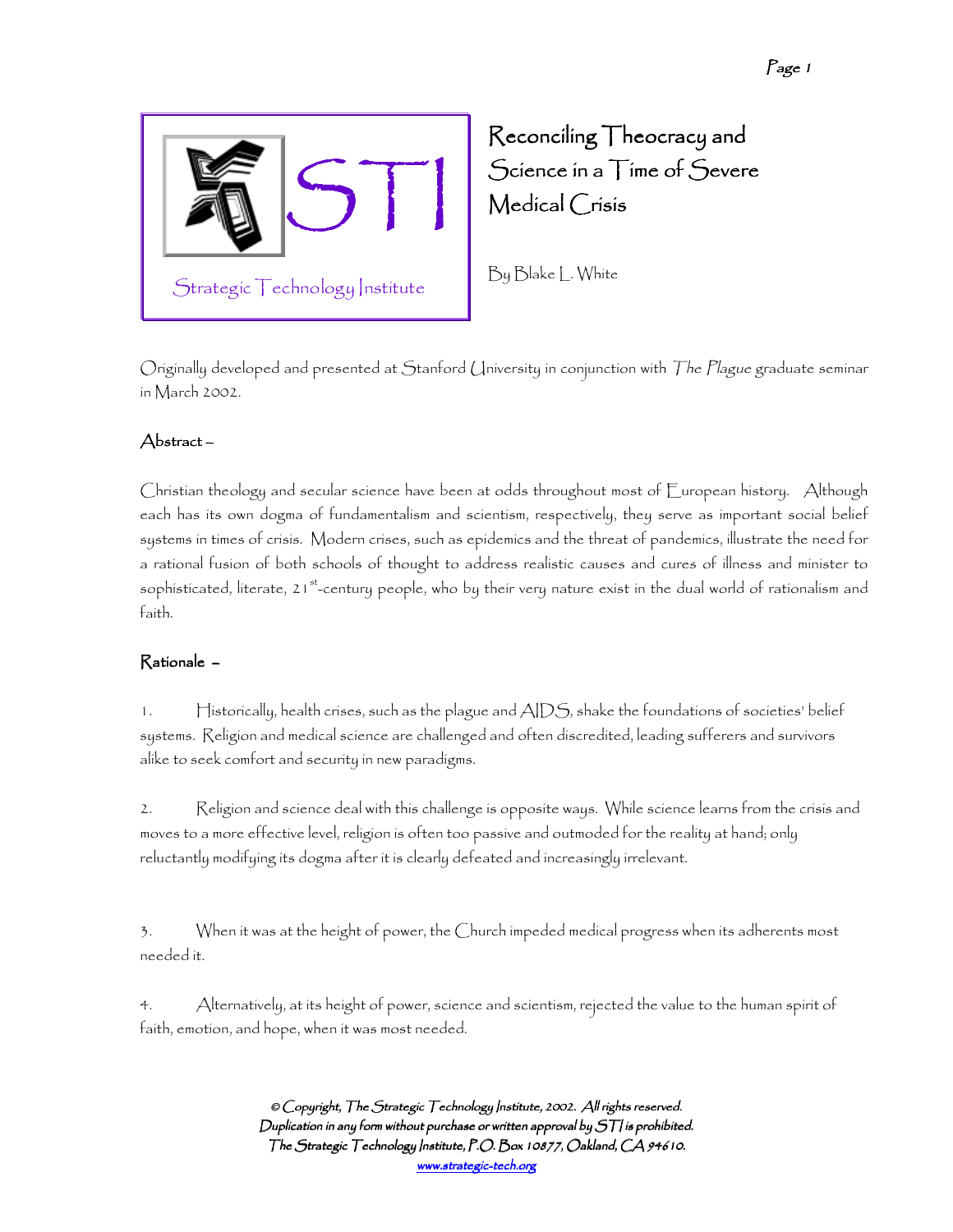# Reconciling Theocracy and Science in a Time of Severe Medical Crisis

STI

Strategic Technology Institute

By Blake L. White

Originally developed and presented at Stanford University in conjunction with *The Plague* graduate seminar in March 2002.

## Abstract –

Christian theology and secular science have been at odds throughout most of European history. Although each has its own dogma of fundamentalism and scientism, respectively, they serve as important social belief systems in times of crisis. Modern crises, such as epidemics and the threat of pandemics, illustrate the need for a rational fusion of both schools of thought to address realistic causes and cures of illness and minister to sophisticated, literate, 21st-century people, who by their very nature exist in the dual world of rationalism and faith.

## Rationale –

1. Historically, health crises, such as the plague and AIDS, shake the foundations of societies' belief systems. Religion and medical science are challenged and often discredited, leading sufferers and survivors alike to seek comfort and security in new paradigms.

2. Religion and science deal with this challenge is opposite ways. While science learns from the crisis and moves to a more effective level, religion is often too passive and outmoded for the reality at hand; only reluctantly modifying its dogma after it is clearly defeated and increasingly irrelevant.

3. When it was at the height of power, the Church impeded medical progress when its adherents most needed it.

4. Alternatively, at its height of power, science and scientism, rejected the value to the human spirit of faith, emotion, and hope, when it was most needed.

*© Copyright, The Strategic Technology Institute, 2002. All rights reserved.*
*Duplication in any form without purchase or written approval by STI is prohibited.*
*The Strategic Technology Institute, P.O. Box 10877, Oakland, CA 94610.*
*www.strategic-tech.org*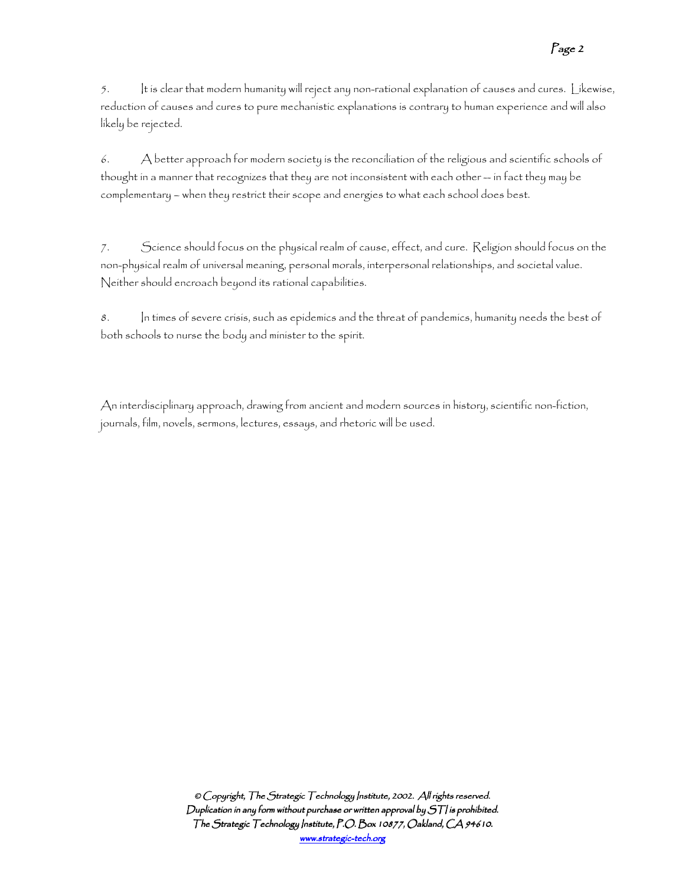5. It is clear that modern humanity will reject any non-rational explanation of causes and cures. Likewise, reduction of causes and cures to pure mechanistic explanations is contrary to human experience and will also likely be rejected.

6. A better approach for modern society is the reconciliation of the religious and scientific schools of thought in a manner that recognizes that they are not inconsistent with each other -- in fact they may be complementary – when they restrict their scope and energies to what each school does best.

7. Science should focus on the physical realm of cause, effect, and cure. Religion should focus on the non-physical realm of universal meaning, personal morals, interpersonal relationships, and societal value. Neither should encroach beyond its rational capabilities.

8. In times of severe crisis, such as epidemics and the threat of pandemics, humanity needs the best of both schools to nurse the body and minister to the spirit.

An interdisciplinary approach, drawing from ancient and modern sources in history, scientific non-fiction, journals, film, novels, sermons, lectures, essays, and rhetoric will be used.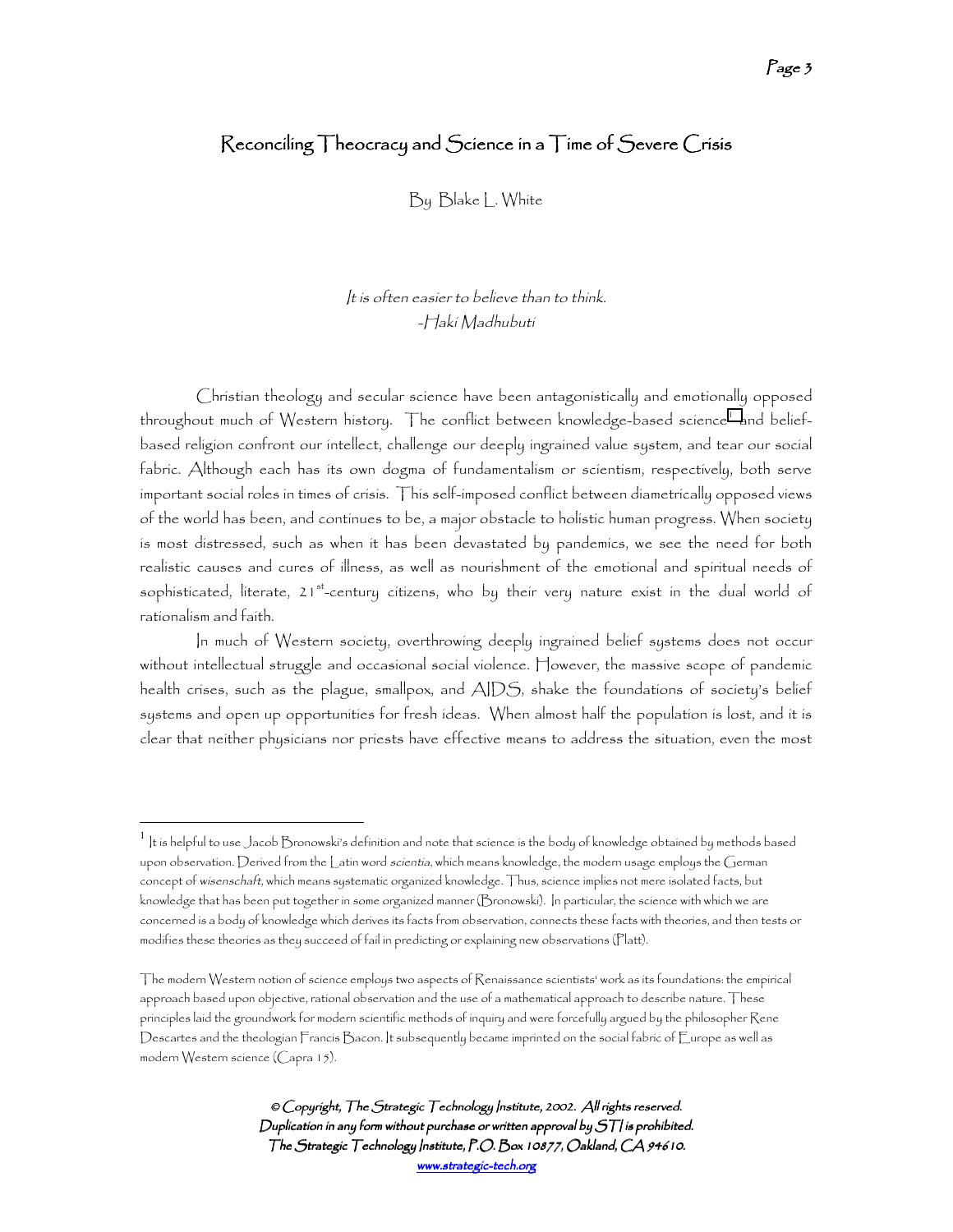# Reconciling Theocracy and Science in a Time of Severe Crisis

By Blake L. White

*It is often easier to believe than to think.*
*-Haki Madhubuti*

Christian theology and secular science have been antagonistically and emotionally opposed throughout much of Western history. The conflict between knowledge-based science[1] and belief-based religion confront our intellect, challenge our deeply ingrained value system, and tear our social fabric. Although each has its own dogma of fundamentalism or scientism, respectively, both serve important social roles in times of crisis. This self-imposed conflict between diametrically opposed views of the world has been, and continues to be, a major obstacle to holistic human progress. When society is most distressed, such as when it has been devastated by pandemics, we see the need for both realistic causes and cures of illness, as well as nourishment of the emotional and spiritual needs of sophisticated, literate, 21st-century citizens, who by their very nature exist in the dual world of rationalism and faith.

In much of Western society, overthrowing deeply ingrained belief systems does not occur without intellectual struggle and occasional social violence. However, the massive scope of pandemic health crises, such as the plague, smallpox, and AIDS, shake the foundations of society's belief systems and open up opportunities for fresh ideas. When almost half the population is lost, and it is clear that neither physicians nor priests have effective means to address the situation, even the most

---

[1] It is helpful to use Jacob Bronowski's definition and note that science is the body of knowledge obtained by methods based upon observation. Derived from the Latin word *scientia*, which means knowledge, the modern usage employs the German concept of *wisenschaft*, which means systematic organized knowledge. Thus, science implies not mere isolated facts, but knowledge that has been put together in some organized manner (Bronowski). In particular, the science with which we are concerned is a body of knowledge which derives its facts from observation, connects these facts with theories, and then tests or modifies these theories as they succeed of fail in predicting or explaining new observations (Platt).

The modern Western notion of science employs two aspects of Renaissance scientists' work as its foundations: the empirical approach based upon objective, rational observation and the use of a mathematical approach to describe nature. These principles laid the groundwork for modern scientific methods of inquiry and were forcefully argued by the philosopher Rene Descartes and the theologian Francis Bacon. It subsequently became imprinted on the social fabric of Europe as well as modern Western science (Capra 15).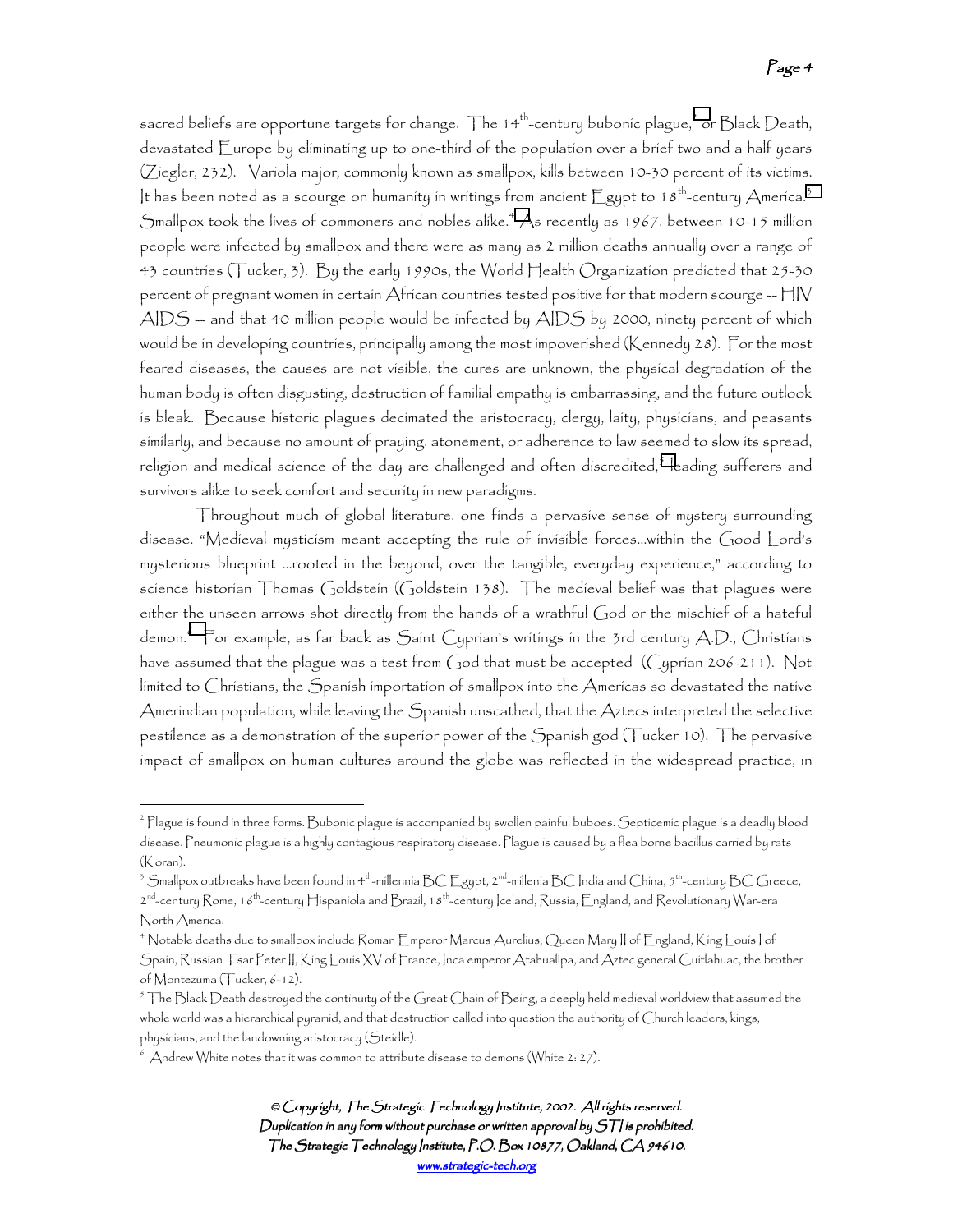sacred beliefs are opportune targets for change. The 14th-century bubonic plague,[2] or Black Death, devastated Europe by eliminating up to one-third of the population over a brief two and a half years (Ziegler, 232). Variola major, commonly known as smallpox, kills between 10-30 percent of its victims. It has been noted as a scourge on humanity in writings from ancient Egypt to 18th-century America.[3] Smallpox took the lives of commoners and nobles alike.[4] As recently as 1967, between 10-15 million people were infected by smallpox and there were as many as 2 million deaths annually over a range of 43 countries (Tucker, 3). By the early 1990s, the World Health Organization predicted that 25-30 percent of pregnant women in certain African countries tested positive for that modern scourge -- HIV AIDS -- and that 40 million people would be infected by AIDS by 2000, ninety percent of which would be in developing countries, principally among the most impoverished (Kennedy 28). For the most feared diseases, the causes are not visible, the cures are unknown, the physical degradation of the human body is often disgusting, destruction of familial empathy is embarrassing, and the future outlook is bleak. Because historic plagues decimated the aristocracy, clergy, laity, physicians, and peasants similarly, and because no amount of praying, atonement, or adherence to law seemed to slow its spread, religion and medical science of the day are challenged and often discredited,[5] leading sufferers and survivors alike to seek comfort and security in new paradigms.

Throughout much of global literature, one finds a pervasive sense of mystery surrounding disease. "Medieval mysticism meant accepting the rule of invisible forces...within the Good Lord's mysterious blueprint ...rooted in the beyond, over the tangible, everyday experience," according to science historian Thomas Goldstein (Goldstein 138). The medieval belief was that plagues were either the unseen arrows shot directly from the hands of a wrathful God or the mischief of a hateful demon.[6] For example, as far back as Saint Cyprian's writings in the 3rd century A.D., Christians have assumed that the plague was a test from God that must be accepted (Cyprian 206-211). Not limited to Christians, the Spanish importation of smallpox into the Americas so devastated the native Amerindian population, while leaving the Spanish unscathed, that the Aztecs interpreted the selective pestilence as a demonstration of the superior power of the Spanish god (Tucker 10). The pervasive impact of smallpox on human cultures around the globe was reflected in the widespread practice, in

---

[2] Plague is found in three forms. Bubonic plague is accompanied by swollen painful buboes. Septicemic plague is a deadly blood disease. Pneumonic plague is a highly contagious respiratory disease. Plague is caused by a flea borne bacillus carried by rats (Koran).

[3] Smallpox outbreaks have been found in 4th-millennia BC Egypt, 2nd-millenia BC India and China, 5th-century BC Greece, 2nd-century Rome, 16th-century Hispaniola and Brazil, 18th-century Iceland, Russia, England, and Revolutionary War-era North America.

[4] Notable deaths due to smallpox include Roman Emperor Marcus Aurelius, Queen Mary II of England, King Louis I of Spain, Russian Tsar Peter II, King Louis XV of France, Inca emperor Atahuallpa, and Aztec general Cuitlahuac, the brother of Montezuma (Tucker, 6-12).

[5] The Black Death destroyed the continuity of the Great Chain of Being, a deeply held medieval worldview that assumed the whole world was a hierarchical pyramid, and that destruction called into question the authority of Church leaders, kings, physicians, and the landowning aristocracy (Steidle).

[6] Andrew White notes that it was common to attribute disease to demons (White 2: 27).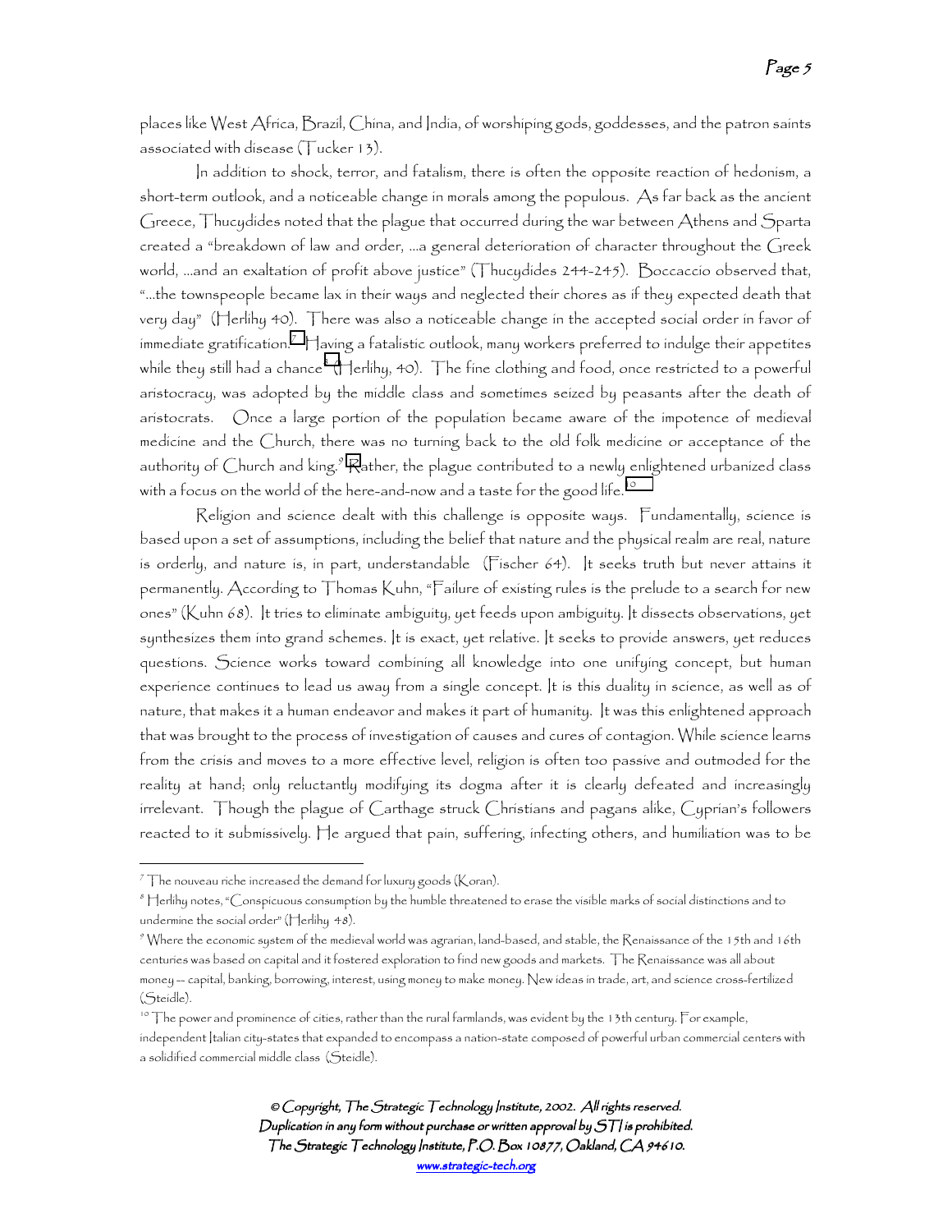places like West Africa, Brazil, China, and India, of worshiping gods, goddesses, and the patron saints associated with disease (Tucker 13).

In addition to shock, terror, and fatalism, there is often the opposite reaction of hedonism, a short-term outlook, and a noticeable change in morals among the populous. As far back as the ancient Greece, Thucydides noted that the plague that occurred during the war between Athens and Sparta created a "breakdown of law and order, ...a general deterioration of character throughout the Greek world, ...and an exaltation of profit above justice" (Thucydides 244-245). Boccaccio observed that, "...the townspeople became lax in their ways and neglected their chores as if they expected death that very day" (Herlihy 40). There was also a noticeable change in the accepted social order in favor of immediate gratification.[7] Having a fatalistic outlook, many workers preferred to indulge their appetites while they still had a chance[8] (Herlihy, 40). The fine clothing and food, once restricted to a powerful aristocracy, was adopted by the middle class and sometimes seized by peasants after the death of aristocrats. Once a large portion of the population became aware of the impotence of medieval medicine and the Church, there was no turning back to the old folk medicine or acceptance of the authority of Church and king.[9] Rather, the plague contributed to a newly enlightened urbanized class with a focus on the world of the here-and-now and a taste for the good life.[10]

Religion and science dealt with this challenge is opposite ways. Fundamentally, science is based upon a set of assumptions, including the belief that nature and the physical realm are real, nature is orderly, and nature is, in part, understandable (Fischer 64). It seeks truth but never attains it permanently. According to Thomas Kuhn, "Failure of existing rules is the prelude to a search for new ones" (Kuhn 68). It tries to eliminate ambiguity, yet feeds upon ambiguity. It dissects observations, yet synthesizes them into grand schemes. It is exact, yet relative. It seeks to provide answers, yet reduces questions. Science works toward combining all knowledge into one unifying concept, but human experience continues to lead us away from a single concept. It is this duality in science, as well as of nature, that makes it a human endeavor and makes it part of humanity. It was this enlightened approach that was brought to the process of investigation of causes and cures of contagion. While science learns from the crisis and moves to a more effective level, religion is often too passive and outmoded for the reality at hand; only reluctantly modifying its dogma after it is clearly defeated and increasingly irrelevant. Though the plague of Carthage struck Christians and pagans alike, Cyprian's followers reacted to it submissively. He argued that pain, suffering, infecting others, and humiliation was to be

---

[7] The nouveau riche increased the demand for luxury goods (Koran).

[8] Herlihy notes, "Conspicuous consumption by the humble threatened to erase the visible marks of social distinctions and to undermine the social order" (Herlihy 48).

[9] Where the economic system of the medieval world was agrarian, land-based, and stable, the Renaissance of the 15th and 16th centuries was based on capital and it fostered exploration to find new goods and markets. The Renaissance was all about money -- capital, banking, borrowing, interest, using money to make money. New ideas in trade, art, and science cross-fertilized (Steidle).

[10] The power and prominence of cities, rather than the rural farmlands, was evident by the 13th century. For example, independent Italian city-states that expanded to encompass a nation-state composed of powerful urban commercial centers with a solidified commercial middle class (Steidle).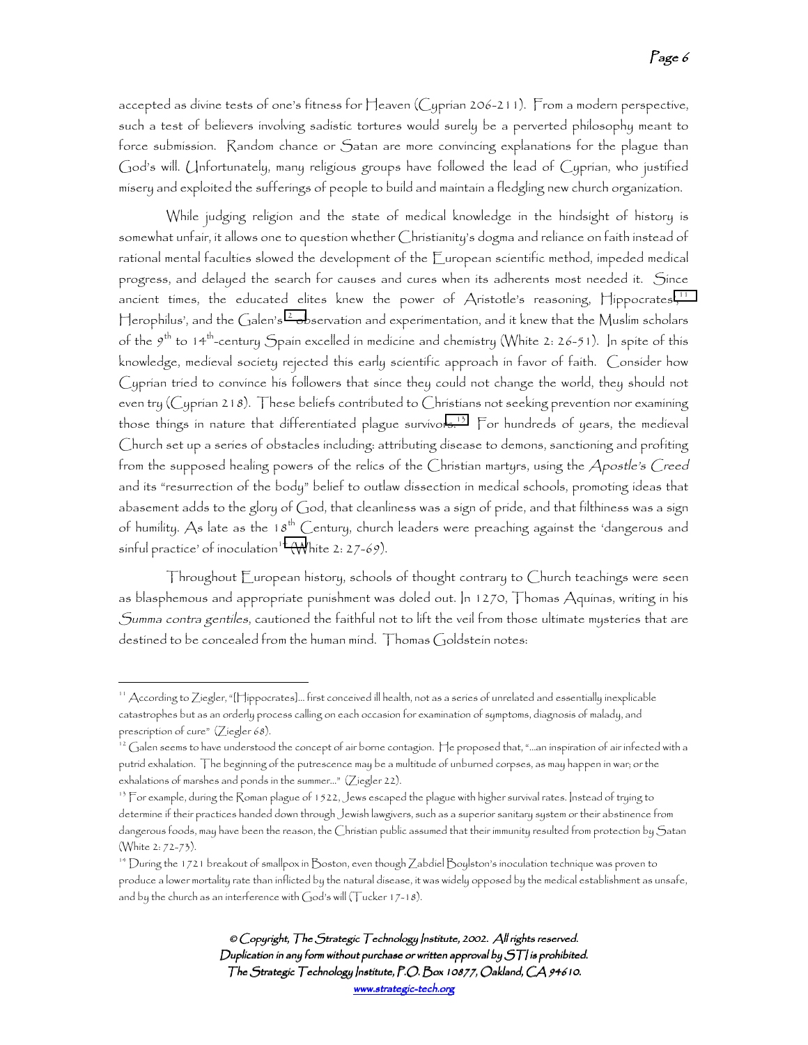accepted as divine tests of one's fitness for Heaven (Cyprian 206-211). From a modern perspective, such a test of believers involving sadistic tortures would surely be a perverted philosophy meant to force submission. Random chance or Satan are more convincing explanations for the plague than God's will. Unfortunately, many religious groups have followed the lead of Cyprian, who justified misery and exploited the sufferings of people to build and maintain a fledgling new church organization.

While judging religion and the state of medical knowledge in the hindsight of history is somewhat unfair, it allows one to question whether Christianity's dogma and reliance on faith instead of rational mental faculties slowed the development of the European scientific method, impeded medical progress, and delayed the search for causes and cures when its adherents most needed it. Since ancient times, the educated elites knew the power of Aristotle's reasoning, Hippocrates',[11] Herophilus', and the Galen's[12] observation and experimentation, and it knew that the Muslim scholars of the 9th to 14th-century Spain excelled in medicine and chemistry (White 2: 26-51). In spite of this knowledge, medieval society rejected this early scientific approach in favor of faith. Consider how Cyprian tried to convince his followers that since they could not change the world, they should not even try (Cyprian 218). These beliefs contributed to Christians not seeking prevention nor examining those things in nature that differentiated plague survivors.[13] For hundreds of years, the medieval Church set up a series of obstacles including: attributing disease to demons, sanctioning and profiting from the supposed healing powers of the relics of the Christian martyrs, using the *Apostle's Creed* and its "resurrection of the body" belief to outlaw dissection in medical schools, promoting ideas that abasement adds to the glory of God, that cleanliness was a sign of pride, and that filthiness was a sign of humility. As late as the 18th Century, church leaders were preaching against the 'dangerous and sinful practice' of inoculation[14] (White 2: 27-69).

Throughout European history, schools of thought contrary to Church teachings were seen as blasphemous and appropriate punishment was doled out. In 1270, Thomas Aquinas, writing in his *Summa contra gentiles*, cautioned the faithful not to lift the veil from those ultimate mysteries that are destined to be concealed from the human mind. Thomas Goldstein notes:

---

[11] According to Ziegler, "[Hippocrates]... first conceived ill health, not as a series of unrelated and essentially inexplicable catastrophes but as an orderly process calling on each occasion for examination of symptoms, diagnosis of malady, and prescription of cure" (Ziegler 68).

[12] Galen seems to have understood the concept of air borne contagion. He proposed that, "...an inspiration of air infected with a putrid exhalation. The beginning of the putrescence may be a multitude of unburned corpses, as may happen in war; or the exhalations of marshes and ponds in the summer..." (Ziegler 22).

[13] For example, during the Roman plague of 1522, Jews escaped the plague with higher survival rates. Instead of trying to determine if their practices handed down through Jewish lawgivers, such as a superior sanitary system or their abstinence from dangerous foods, may have been the reason, the Christian public assumed that their immunity resulted from protection by Satan (White 2: 72-73).

[14] During the 1721 breakout of smallpox in Boston, even though Zabdiel Boylston's inoculation technique was proven to produce a lower mortality rate than inflicted by the natural disease, it was widely opposed by the medical establishment as unsafe, and by the church as an interference with God's will (Tucker 17-18).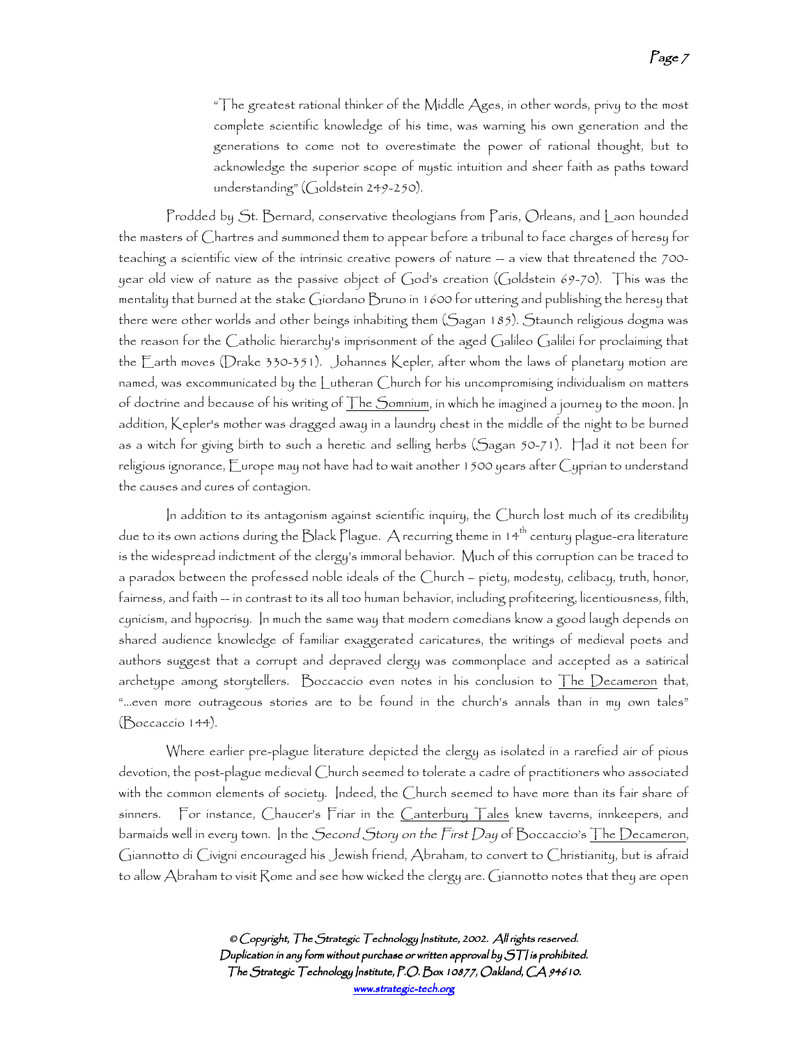> "The greatest rational thinker of the Middle Ages, in other words, privy to the most complete scientific knowledge of his time, was warning his own generation and the generations to come not to overestimate the power of rational thought, but to acknowledge the superior scope of mystic intuition and sheer faith as paths toward understanding" (Goldstein 249-250).

Prodded by St. Bernard, conservative theologians from Paris, Orleans, and Laon hounded the masters of Chartres and summoned them to appear before a tribunal to face charges of heresy for teaching a scientific view of the intrinsic creative powers of nature -- a view that threatened the 700-year old view of nature as the passive object of God's creation (Goldstein 69-70). This was the mentality that burned at the stake Giordano Bruno in 1600 for uttering and publishing the heresy that there were other worlds and other beings inhabiting them (Sagan 185). Staunch religious dogma was the reason for the Catholic hierarchy's imprisonment of the aged Galileo Galilei for proclaiming that the Earth moves (Drake 330-351). Johannes Kepler, after whom the laws of planetary motion are named, was excommunicated by the Lutheran Church for his uncompromising individualism on matters of doctrine and because of his writing of The Somnium, in which he imagined a journey to the moon. In addition, Kepler's mother was dragged away in a laundry chest in the middle of the night to be burned as a witch for giving birth to such a heretic and selling herbs (Sagan 50-71). Had it not been for religious ignorance, Europe may not have had to wait another 1500 years after Cyprian to understand the causes and cures of contagion.

In addition to its antagonism against scientific inquiry, the Church lost much of its credibility due to its own actions during the Black Plague. A recurring theme in 14th century plague-era literature is the widespread indictment of the clergy's immoral behavior. Much of this corruption can be traced to a paradox between the professed noble ideals of the Church – piety, modesty, celibacy, truth, honor, fairness, and faith -- in contrast to its all too human behavior, including profiteering, licentiousness, filth, cynicism, and hypocrisy. In much the same way that modern comedians know a good laugh depends on shared audience knowledge of familiar exaggerated caricatures, the writings of medieval poets and authors suggest that a corrupt and depraved clergy was commonplace and accepted as a satirical archetype among storytellers. Boccaccio even notes in his conclusion to The Decameron that, "…even more outrageous stories are to be found in the church's annals than in my own tales" (Boccaccio 144).

Where earlier pre-plague literature depicted the clergy as isolated in a rarefied air of pious devotion, the post-plague medieval Church seemed to tolerate a cadre of practitioners who associated with the common elements of society. Indeed, the Church seemed to have more than its fair share of sinners. For instance, Chaucer's Friar in the Canterbury Tales knew taverns, innkeepers, and barmaids well in every town. In the *Second Story on the First Day* of Boccaccio's The Decameron, Giannotto di Civigni encouraged his Jewish friend, Abraham, to convert to Christianity, but is afraid to allow Abraham to visit Rome and see how wicked the clergy are. Giannotto notes that they are open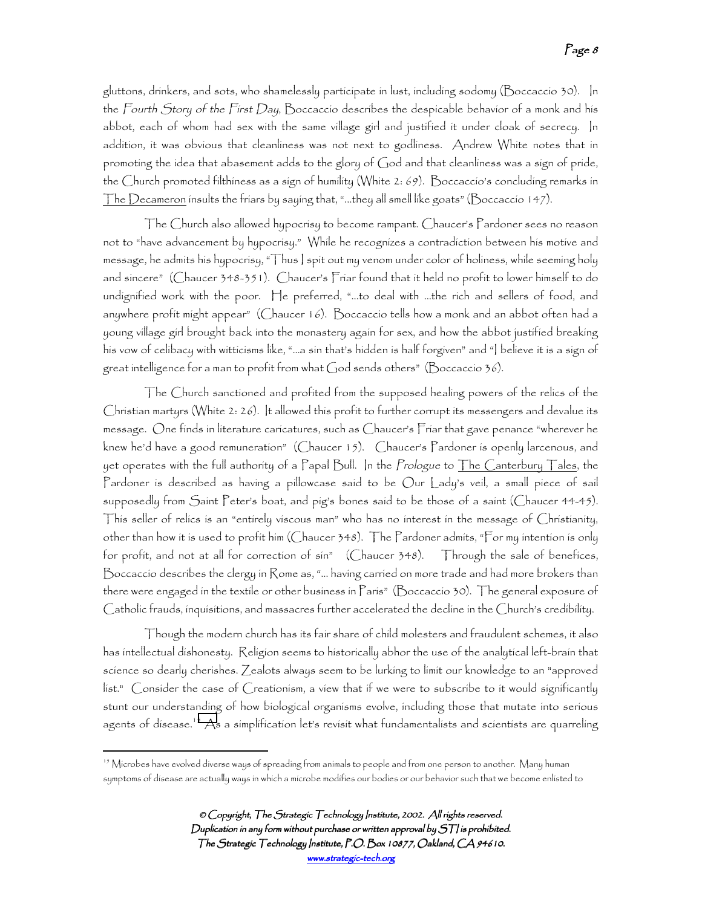gluttons, drinkers, and sots, who shamelessly participate in lust, including sodomy (Boccaccio 30). In the *Fourth Story of the First Day*, Boccaccio describes the despicable behavior of a monk and his abbot, each of whom had sex with the same village girl and justified it under cloak of secrecy. In addition, it was obvious that cleanliness was not next to godliness. Andrew White notes that in promoting the idea that abasement adds to the glory of God and that cleanliness was a sign of pride, the Church promoted filthiness as a sign of humility (White 2: 69). Boccaccio's concluding remarks in The Decameron insults the friars by saying that, "...they all smell like goats" (Boccaccio 147).

The Church also allowed hypocrisy to become rampant. Chaucer's Pardoner sees no reason not to "have advancement by hypocrisy." While he recognizes a contradiction between his motive and message, he admits his hypocrisy, "Thus I spit out my venom under color of holiness, while seeming holy and sincere" (Chaucer 348-351). Chaucer's Friar found that it held no profit to lower himself to do undignified work with the poor. He preferred, "...to deal with ...the rich and sellers of food, and anywhere profit might appear" (Chaucer 16). Boccaccio tells how a monk and an abbot often had a young village girl brought back into the monastery again for sex, and how the abbot justified breaking his vow of celibacy with witticisms like, "...a sin that's hidden is half forgiven" and "I believe it is a sign of great intelligence for a man to profit from what God sends others" (Boccaccio 36).

The Church sanctioned and profited from the supposed healing powers of the relics of the Christian martyrs (White 2: 26). It allowed this profit to further corrupt its messengers and devalue its message. One finds in literature caricatures, such as Chaucer's Friar that gave penance "wherever he knew he'd have a good remuneration" (Chaucer 15). Chaucer's Pardoner is openly larcenous, and yet operates with the full authority of a Papal Bull. In the *Prologue* to The Canterbury Tales, the Pardoner is described as having a pillowcase said to be Our Lady's veil, a small piece of sail supposedly from Saint Peter's boat, and pig's bones said to be those of a saint (Chaucer 44-45). This seller of relics is an "entirely viscous man" who has no interest in the message of Christianity, other than how it is used to profit him (Chaucer 348). The Pardoner admits, "For my intention is only for profit, and not at all for correction of sin" (Chaucer 348). Through the sale of benefices, Boccaccio describes the clergy in Rome as, "... having carried on more trade and had more brokers than there were engaged in the textile or other business in Paris" (Boccaccio 30). The general exposure of Catholic frauds, inquisitions, and massacres further accelerated the decline in the Church's credibility.

Though the modern church has its fair share of child molesters and fraudulent schemes, it also has intellectual dishonesty. Religion seems to historically abhor the use of the analytical left-brain that science so dearly cherishes. Zealots always seem to be lurking to limit our knowledge to an "approved list." Consider the case of Creationism, a view that if we were to subscribe to it would significantly stunt our understanding of how biological organisms evolve, including those that mutate into serious agents of disease.[15] As a simplification let's revisit what fundamentalists and scientists are quarreling

[15] Microbes have evolved diverse ways of spreading from animals to people and from one person to another. Many human symptoms of disease are actually ways in which a microbe modifies our bodies or our behavior such that we become enlisted to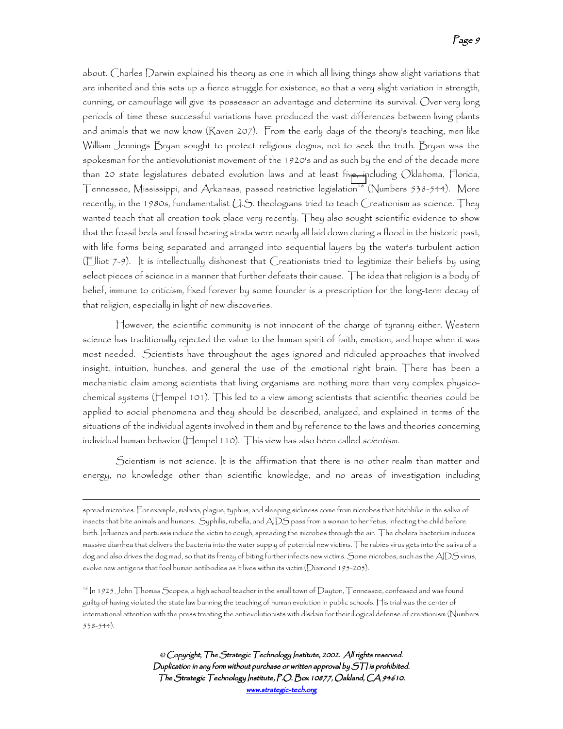about. Charles Darwin explained his theory as one in which all living things show slight variations that are inherited and this sets up a fierce struggle for existence, so that a very slight variation in strength, cunning, or camouflage will give its possessor an advantage and determine its survival. Over very long periods of time these successful variations have produced the vast differences between living plants and animals that we now know (Raven 207). From the early days of the theory's teaching, men like William Jennings Bryan sought to protect religious dogma, not to seek the truth. Bryan was the spokesman for the antievolutionist movement of the 1920's and as such by the end of the decade more than 20 state legislatures debated evolution laws and at least five, including Oklahoma, Florida, Tennessee, Mississippi, and Arkansas, passed restrictive legislation[16] (Numbers 538-544). More recently, in the 1980s, fundamentalist U.S. theologians tried to teach Creationism as science. They wanted teach that all creation took place very recently. They also sought scientific evidence to show that the fossil beds and fossil bearing strata were nearly all laid down during a flood in the historic past, with life forms being separated and arranged into sequential layers by the water's turbulent action (Elliot 7-9). It is intellectually dishonest that Creationists tried to legitimize their beliefs by using select pieces of science in a manner that further defeats their cause. The idea that religion is a body of belief, immune to criticism, fixed forever by some founder is a prescription for the long-term decay of that religion, especially in light of new discoveries.

However, the scientific community is not innocent of the charge of tyranny either. Western science has traditionally rejected the value to the human spirit of faith, emotion, and hope when it was most needed. Scientists have throughout the ages ignored and ridiculed approaches that involved insight, intuition, hunches, and general the use of the emotional right brain. There has been a mechanistic claim among scientists that living organisms are nothing more than very complex physico-chemical systems (Hempel 101). This led to a view among scientists that scientific theories could be applied to social phenomena and they should be described, analyzed, and explained in terms of the situations of the individual agents involved in them and by reference to the laws and theories concerning individual human behavior (Hempel 110). This view has also been called *scientism*.

Scientism is not science. It is the affirmation that there is no other realm than matter and energy, no knowledge other than scientific knowledge, and no areas of investigation including

---

spread microbes. For example, malaria, plague, typhus, and sleeping sickness come from microbes that hitchhike in the saliva of insects that bite animals and humans. Syphilis, rubella, and AIDS pass from a woman to her fetus, infecting the child before birth. Influenza and pertussis induce the victim to cough, spreading the microbes through the air. The cholera bacterium induces massive diarrhea that delivers the bacteria into the water supply of potential new victims. The rabies virus gets into the saliva of a dog and also drives the dog mad, so that its frenzy of biting further infects new victims. Some microbes, such as the AIDS virus, evolve new antigens that fool human antibodies as it lives within its victim (Diamond 195-205).

[16] In 1925 John Thomas Scopes, a high school teacher in the small town of Dayton, Tennessee, confessed and was found guilty of having violated the state law banning the teaching of human evolution in public schools. His trial was the center of international attention with the press treating the antievolutionists with disdain for their illogical defense of creationism (Numbers 538-544).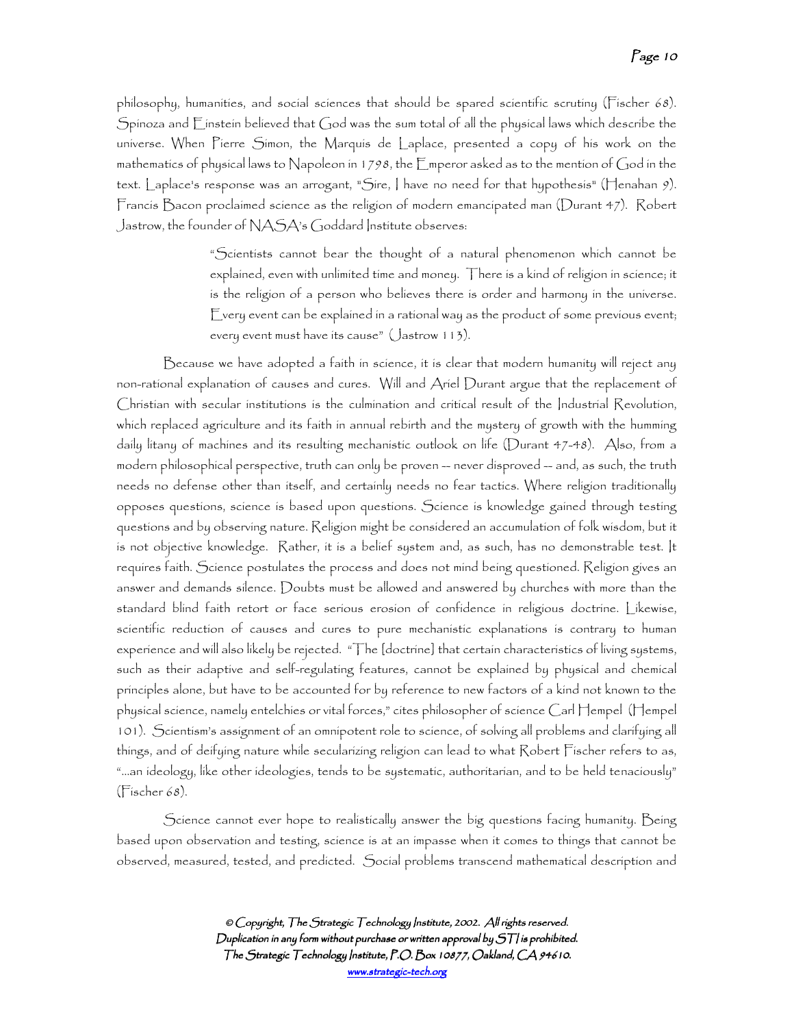philosophy, humanities, and social sciences that should be spared scientific scrutiny (Fischer 68). Spinoza and Einstein believed that God was the sum total of all the physical laws which describe the universe. When Pierre Simon, the Marquis de Laplace, presented a copy of his work on the mathematics of physical laws to Napoleon in 1798, the Emperor asked as to the mention of God in the text. Laplace's response was an arrogant, "Sire, I have no need for that hypothesis" (Henahan 9). Francis Bacon proclaimed science as the religion of modern emancipated man (Durant 47). Robert Jastrow, the founder of NASA's Goddard Institute observes:

> "Scientists cannot bear the thought of a natural phenomenon which cannot be explained, even with unlimited time and money. There is a kind of religion in science; it is the religion of a person who believes there is order and harmony in the universe. Every event can be explained in a rational way as the product of some previous event; every event must have its cause" (Jastrow 113).

Because we have adopted a faith in science, it is clear that modern humanity will reject any non-rational explanation of causes and cures. Will and Ariel Durant argue that the replacement of Christian with secular institutions is the culmination and critical result of the Industrial Revolution, which replaced agriculture and its faith in annual rebirth and the mystery of growth with the humming daily litany of machines and its resulting mechanistic outlook on life (Durant 47-48). Also, from a modern philosophical perspective, truth can only be proven -- never disproved -- and, as such, the truth needs no defense other than itself, and certainly needs no fear tactics. Where religion traditionally opposes questions, science is based upon questions. Science is knowledge gained through testing questions and by observing nature. Religion might be considered an accumulation of folk wisdom, but it is not objective knowledge. Rather, it is a belief system and, as such, has no demonstrable test. It requires faith. Science postulates the process and does not mind being questioned. Religion gives an answer and demands silence. Doubts must be allowed and answered by churches with more than the standard blind faith retort or face serious erosion of confidence in religious doctrine. Likewise, scientific reduction of causes and cures to pure mechanistic explanations is contrary to human experience and will also likely be rejected. "The [doctrine] that certain characteristics of living systems, such as their adaptive and self-regulating features, cannot be explained by physical and chemical principles alone, but have to be accounted for by reference to new factors of a kind not known to the physical science, namely entelchies or vital forces," cites philosopher of science Carl Hempel (Hempel 101). Scientism's assignment of an omnipotent role to science, of solving all problems and clarifying all things, and of deifying nature while secularizing religion can lead to what Robert Fischer refers to as, "...an ideology, like other ideologies, tends to be systematic, authoritarian, and to be held tenaciously" (Fischer 68).

Science cannot ever hope to realistically answer the big questions facing humanity. Being based upon observation and testing, science is at an impasse when it comes to things that cannot be observed, measured, tested, and predicted. Social problems transcend mathematical description and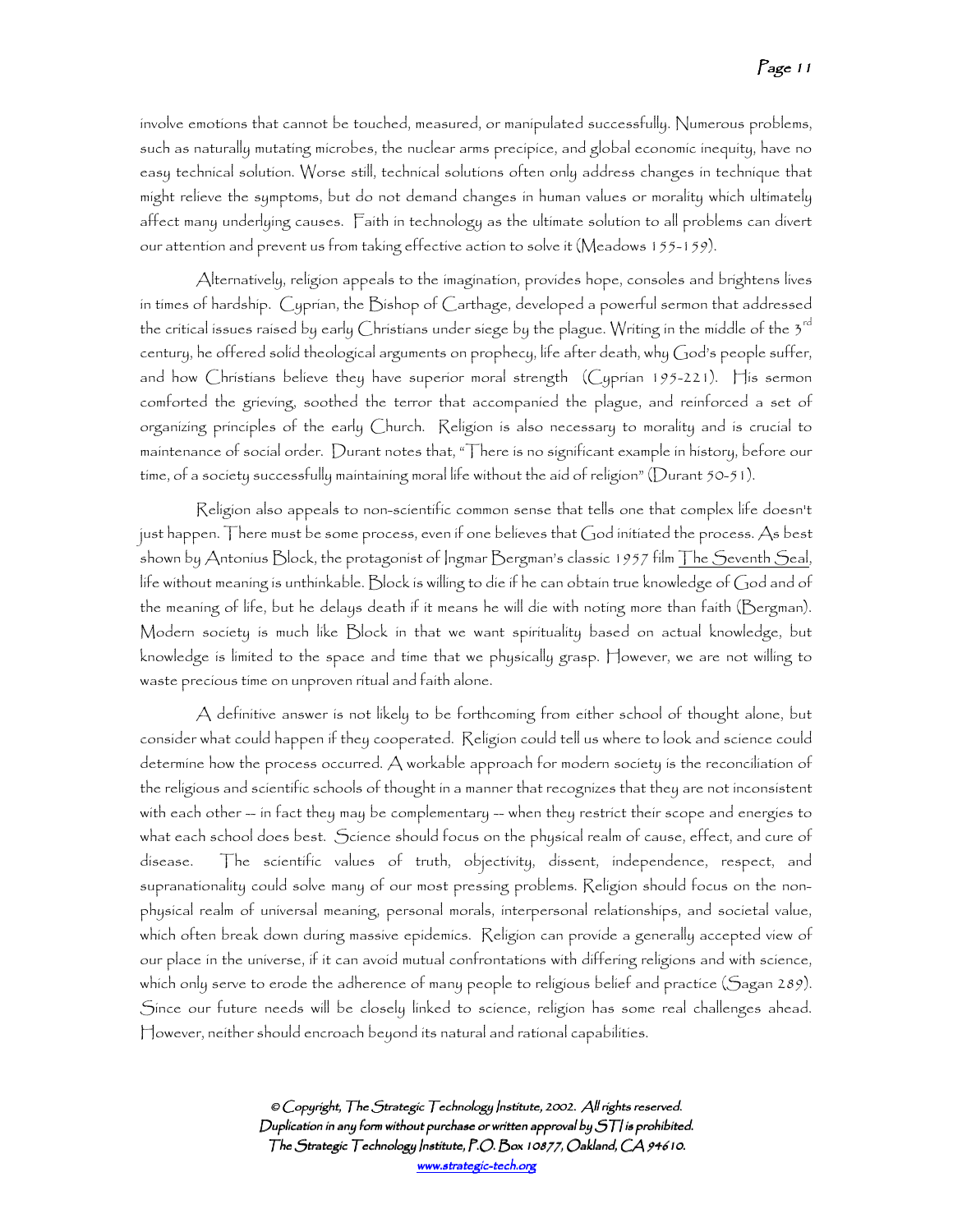involve emotions that cannot be touched, measured, or manipulated successfully. Numerous problems, such as naturally mutating microbes, the nuclear arms precipice, and global economic inequity, have no easy technical solution. Worse still, technical solutions often only address changes in technique that might relieve the symptoms, but do not demand changes in human values or morality which ultimately affect many underlying causes. Faith in technology as the ultimate solution to all problems can divert our attention and prevent us from taking effective action to solve it (Meadows 155-159).

Alternatively, religion appeals to the imagination, provides hope, consoles and brightens lives in times of hardship. Cyprian, the Bishop of Carthage, developed a powerful sermon that addressed the critical issues raised by early Christians under siege by the plague. Writing in the middle of the 3rd century, he offered solid theological arguments on prophecy, life after death, why God's people suffer, and how Christians believe they have superior moral strength (Cyprian 195-221). His sermon comforted the grieving, soothed the terror that accompanied the plague, and reinforced a set of organizing principles of the early Church. Religion is also necessary to morality and is crucial to maintenance of social order. Durant notes that, "There is no significant example in history, before our time, of a society successfully maintaining moral life without the aid of religion" (Durant 50-51).

Religion also appeals to non-scientific common sense that tells one that complex life doesn't just happen. There must be some process, even if one believes that God initiated the process. As best shown by Antonius Block, the protagonist of Ingmar Bergman's classic 1957 film The Seventh Seal, life without meaning is unthinkable. Block is willing to die if he can obtain true knowledge of God and of the meaning of life, but he delays death if it means he will die with noting more than faith (Bergman). Modern society is much like Block in that we want spirituality based on actual knowledge, but knowledge is limited to the space and time that we physically grasp. However, we are not willing to waste precious time on unproven ritual and faith alone.

A definitive answer is not likely to be forthcoming from either school of thought alone, but consider what could happen if they cooperated. Religion could tell us where to look and science could determine how the process occurred. A workable approach for modern society is the reconciliation of the religious and scientific schools of thought in a manner that recognizes that they are not inconsistent with each other -- in fact they may be complementary -- when they restrict their scope and energies to what each school does best. Science should focus on the physical realm of cause, effect, and cure of disease. The scientific values of truth, objectivity, dissent, independence, respect, and supranationality could solve many of our most pressing problems. Religion should focus on the non-physical realm of universal meaning, personal morals, interpersonal relationships, and societal value, which often break down during massive epidemics. Religion can provide a generally accepted view of our place in the universe, if it can avoid mutual confrontations with differing religions and with science, which only serve to erode the adherence of many people to religious belief and practice (Sagan 289). Since our future needs will be closely linked to science, religion has some real challenges ahead. However, neither should encroach beyond its natural and rational capabilities.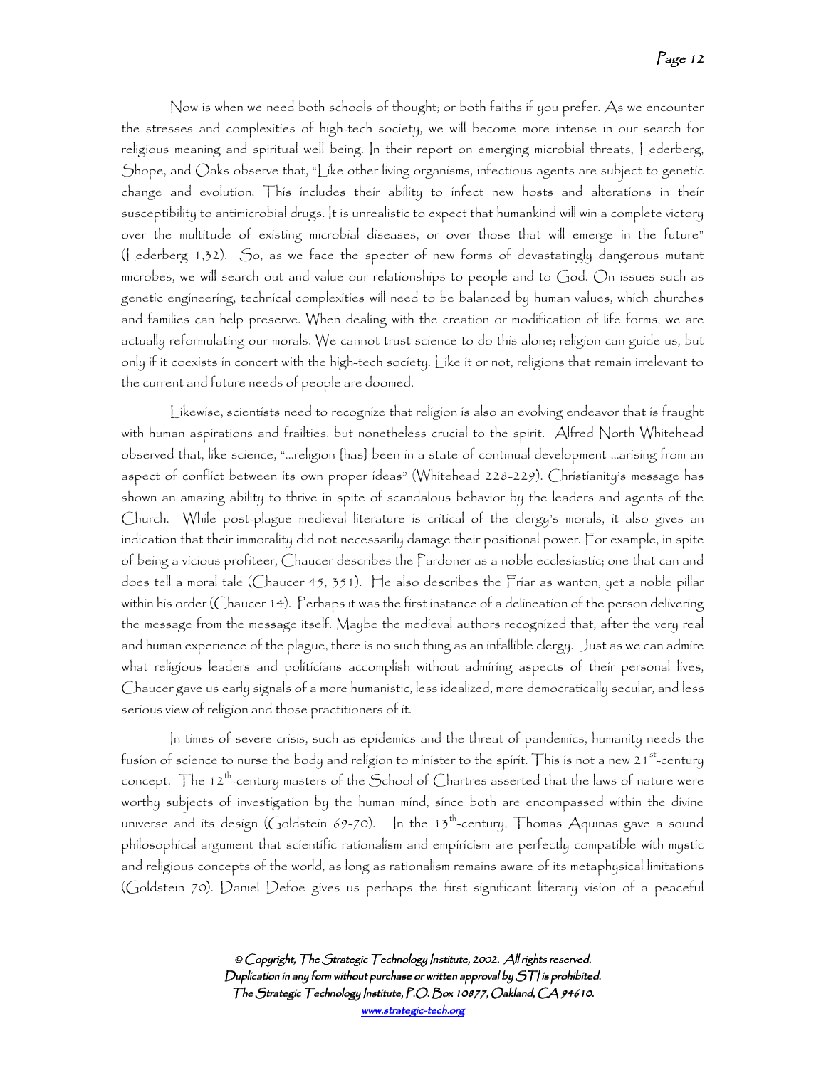Now is when we need both schools of thought; or both faiths if you prefer. As we encounter the stresses and complexities of high-tech society, we will become more intense in our search for religious meaning and spiritual well being. In their report on emerging microbial threats, Lederberg, Shope, and Oaks observe that, "Like other living organisms, infectious agents are subject to genetic change and evolution. This includes their ability to infect new hosts and alterations in their susceptibility to antimicrobial drugs. It is unrealistic to expect that humankind will win a complete victory over the multitude of existing microbial diseases, or over those that will emerge in the future" (Lederberg 1,32). So, as we face the specter of new forms of devastatingly dangerous mutant microbes, we will search out and value our relationships to people and to God. On issues such as genetic engineering, technical complexities will need to be balanced by human values, which churches and families can help preserve. When dealing with the creation or modification of life forms, we are actually reformulating our morals. We cannot trust science to do this alone; religion can guide us, but only if it coexists in concert with the high-tech society. Like it or not, religions that remain irrelevant to the current and future needs of people are doomed.

Likewise, scientists need to recognize that religion is also an evolving endeavor that is fraught with human aspirations and frailties, but nonetheless crucial to the spirit. Alfred North Whitehead observed that, like science, "...religion [has] been in a state of continual development ...arising from an aspect of conflict between its own proper ideas" (Whitehead 228-229). Christianity's message has shown an amazing ability to thrive in spite of scandalous behavior by the leaders and agents of the Church. While post-plague medieval literature is critical of the clergy's morals, it also gives an indication that their immorality did not necessarily damage their positional power. For example, in spite of being a vicious profiteer, Chaucer describes the Pardoner as a noble ecclesiastic; one that can and does tell a moral tale (Chaucer 45, 351). He also describes the Friar as wanton, yet a noble pillar within his order (Chaucer 14). Perhaps it was the first instance of a delineation of the person delivering the message from the message itself. Maybe the medieval authors recognized that, after the very real and human experience of the plague, there is no such thing as an infallible clergy. Just as we can admire what religious leaders and politicians accomplish without admiring aspects of their personal lives, Chaucer gave us early signals of a more humanistic, less idealized, more democratically secular, and less serious view of religion and those practitioners of it.

In times of severe crisis, such as epidemics and the threat of pandemics, humanity needs the fusion of science to nurse the body and religion to minister to the spirit. This is not a new 21st-century concept. The 12th-century masters of the School of Chartres asserted that the laws of nature were worthy subjects of investigation by the human mind, since both are encompassed within the divine universe and its design (Goldstein 69-70). In the 13th-century, Thomas Aquinas gave a sound philosophical argument that scientific rationalism and empiricism are perfectly compatible with mystic and religious concepts of the world, as long as rationalism remains aware of its metaphysical limitations (Goldstein 70). Daniel Defoe gives us perhaps the first significant literary vision of a peaceful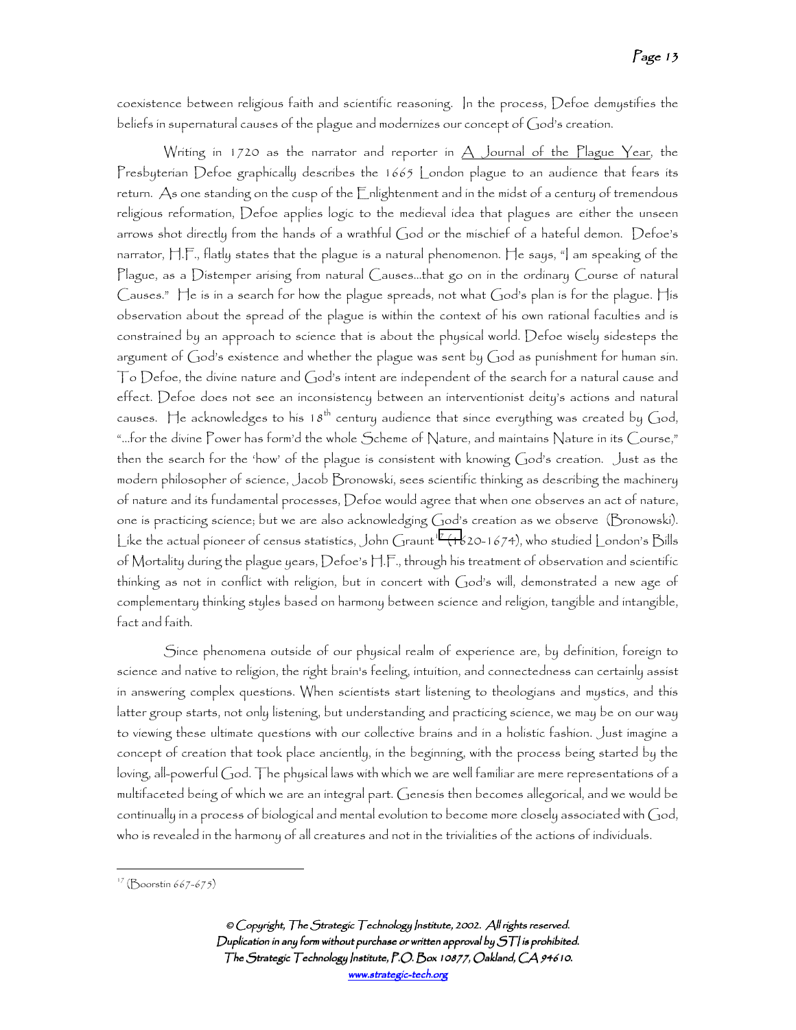coexistence between religious faith and scientific reasoning. In the process, Defoe demystifies the beliefs in supernatural causes of the plague and modernizes our concept of God's creation.

Writing in 1720 as the narrator and reporter in <u>A Journal of the Plague Year</u>, the Presbyterian Defoe graphically describes the 1665 London plague to an audience that fears its return. As one standing on the cusp of the Enlightenment and in the midst of a century of tremendous religious reformation, Defoe applies logic to the medieval idea that plagues are either the unseen arrows shot directly from the hands of a wrathful God or the mischief of a hateful demon. Defoe's narrator, H.F., flatly states that the plague is a natural phenomenon. He says, "I am speaking of the Plague, as a Distemper arising from natural Causes...that go on in the ordinary Course of natural Causes." He is in a search for how the plague spreads, not what God's plan is for the plague. His observation about the spread of the plague is within the context of his own rational faculties and is constrained by an approach to science that is about the physical world. Defoe wisely sidesteps the argument of God's existence and whether the plague was sent by God as punishment for human sin. To Defoe, the divine nature and God's intent are independent of the search for a natural cause and effect. Defoe does not see an inconsistency between an interventionist deity's actions and natural causes. He acknowledges to his 18th century audience that since everything was created by God, "...for the divine Power has form'd the whole Scheme of Nature, and maintains Nature in its Course," then the search for the 'how' of the plague is consistent with knowing God's creation. Just as the modern philosopher of science, Jacob Bronowski, sees scientific thinking as describing the machinery of nature and its fundamental processes, Defoe would agree that when one observes an act of nature, one is practicing science; but we are also acknowledging God's creation as we observe (Bronowski). Like the actual pioneer of census statistics, John Graunt[17] (1620-1674), who studied London's Bills of Mortality during the plague years, Defoe's H.F., through his treatment of observation and scientific thinking as not in conflict with religion, but in concert with God's will, demonstrated a new age of complementary thinking styles based on harmony between science and religion, tangible and intangible, fact and faith.

Since phenomena outside of our physical realm of experience are, by definition, foreign to science and native to religion, the right brain's feeling, intuition, and connectedness can certainly assist in answering complex questions. When scientists start listening to theologians and mystics, and this latter group starts, not only listening, but understanding and practicing science, we may be on our way to viewing these ultimate questions with our collective brains and in a holistic fashion. Just imagine a concept of creation that took place anciently, in the beginning, with the process being started by the loving, all-powerful God. The physical laws with which we are well familiar are mere representations of a multifaceted being of which we are an integral part. Genesis then becomes allegorical, and we would be continually in a process of biological and mental evolution to become more closely associated with God, who is revealed in the harmony of all creatures and not in the trivialities of the actions of individuals.

---

[17] (Boorstin 667-675)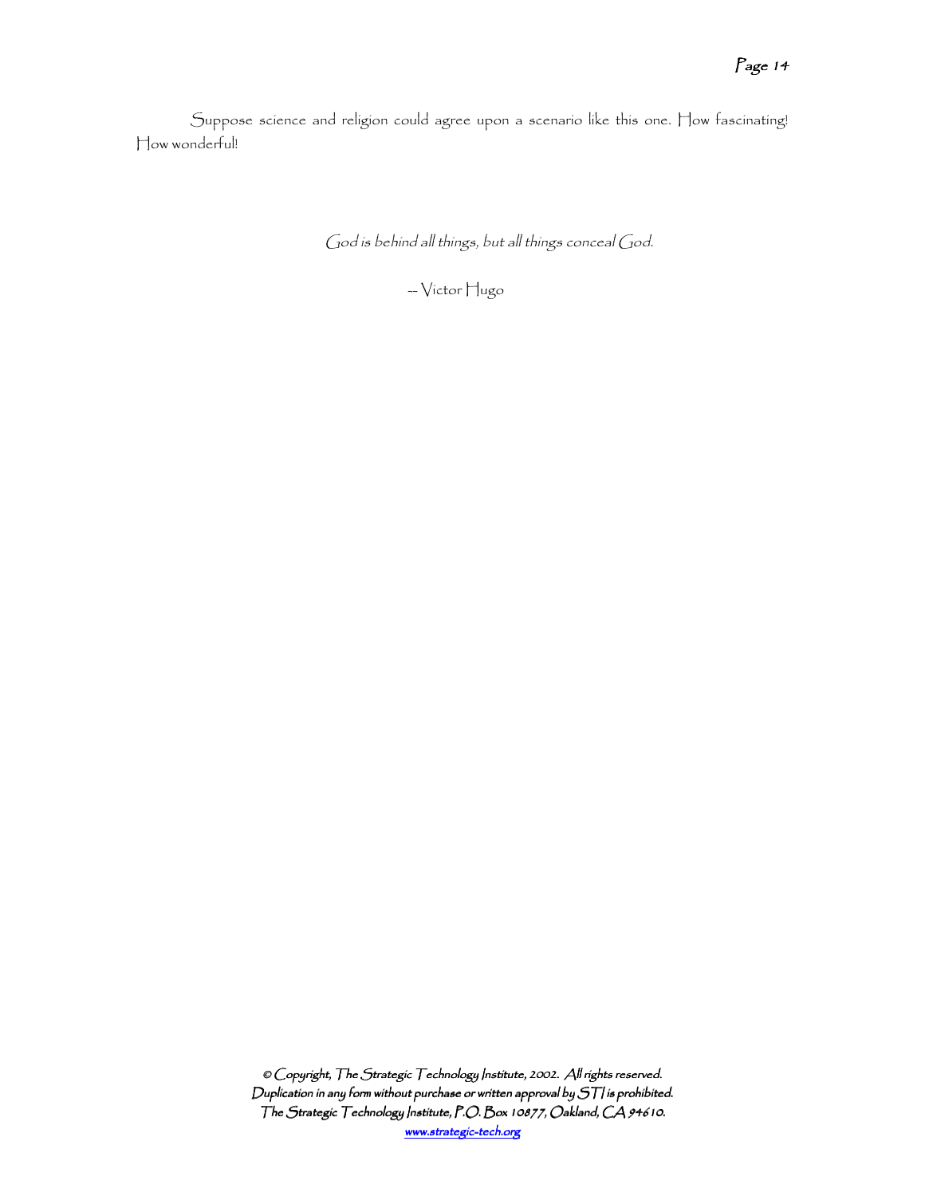Suppose science and religion could agree upon a scenario like this one. How fascinating! How wonderful!

*God is behind all things, but all things conceal God.*

-- Victor Hugo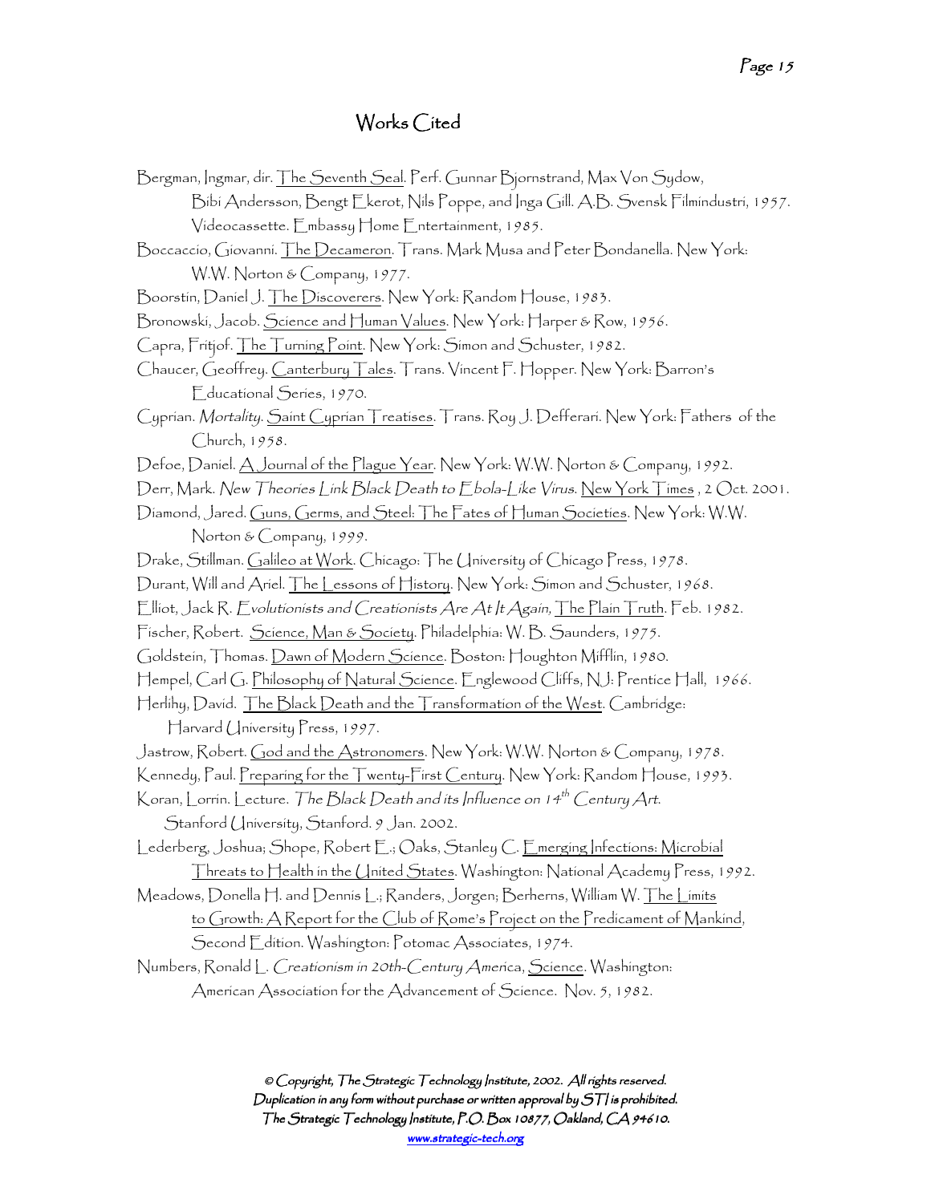# Works Cited

Bergman, Ingmar, dir. The Seventh Seal. Perf. Gunnar Bjornstrand, Max Von Sydow, Bibi Andersson, Bengt Ekerot, Nils Poppe, and Inga Gill. A.B. Svensk Filmindustri, 1957. Videocassette. Embassy Home Entertainment, 1985.

Boccaccio, Giovanni. The Decameron. Trans. Mark Musa and Peter Bondanella. New York: W.W. Norton & Company, 1977.

Boorstin, Daniel J. The Discoverers. New York: Random House, 1983.

Bronowski, Jacob. Science and Human Values. New York: Harper & Row, 1956.

Capra, Fritjof. The Turning Point. New York: Simon and Schuster, 1982.

Chaucer, Geoffrey. Canterbury Tales. Trans. Vincent F. Hopper. New York: Barron's Educational Series, 1970.

Cyprian. *Mortality*. Saint Cyprian Treatises. Trans. Roy J. Defferari. New York: Fathers of the Church, 1958.

Defoe, Daniel. A Journal of the Plague Year. New York: W.W. Norton & Company, 1992.

Derr, Mark. *New Theories Link Black Death to Ebola-Like Virus*. New York Times , 2 Oct. 2001.

Diamond, Jared. Guns, Germs, and Steel: The Fates of Human Societies. New York: W.W. Norton & Company, 1999.

Drake, Stillman. Galileo at Work. Chicago: The University of Chicago Press, 1978.

Durant, Will and Ariel. The Lessons of History. New York: Simon and Schuster, 1968.

Elliot, Jack R. *Evolutionists and Creationists Are At It Again*, The Plain Truth. Feb. 1982.

Fischer, Robert. Science, Man & Society. Philadelphia: W. B. Saunders, 1975.

Goldstein, Thomas. Dawn of Modern Science. Boston: Houghton Mifflin, 1980.

Hempel, Carl G. Philosophy of Natural Science. Englewood Cliffs, NJ: Prentice Hall, 1966.

Herlihy, David. The Black Death and the Transformation of the West. Cambridge: Harvard University Press, 1997.

Jastrow, Robert. God and the Astronomers. New York: W.W. Norton & Company, 1978.

Kennedy, Paul. Preparing for the Twenty-First Century. New York: Random House, 1993.

Koran, Lorrin. Lecture. *The Black Death and its Influence on 14th Century Art*. Stanford University, Stanford. 9 Jan. 2002.

Lederberg, Joshua; Shope, Robert E.; Oaks, Stanley C. Emerging Infections: Microbial Threats to Health in the United States. Washington: National Academy Press, 1992.

Meadows, Donella H. and Dennis L.; Randers, Jorgen; Berherns, William W. The Limits to Growth: A Report for the Club of Rome's Project on the Predicament of Mankind, Second Edition. Washington: Potomac Associates, 1974.

Numbers, Ronald L. *Creationism in 20th-Century America*, Science. Washington: American Association for the Advancement of Science. Nov. 5, 1982.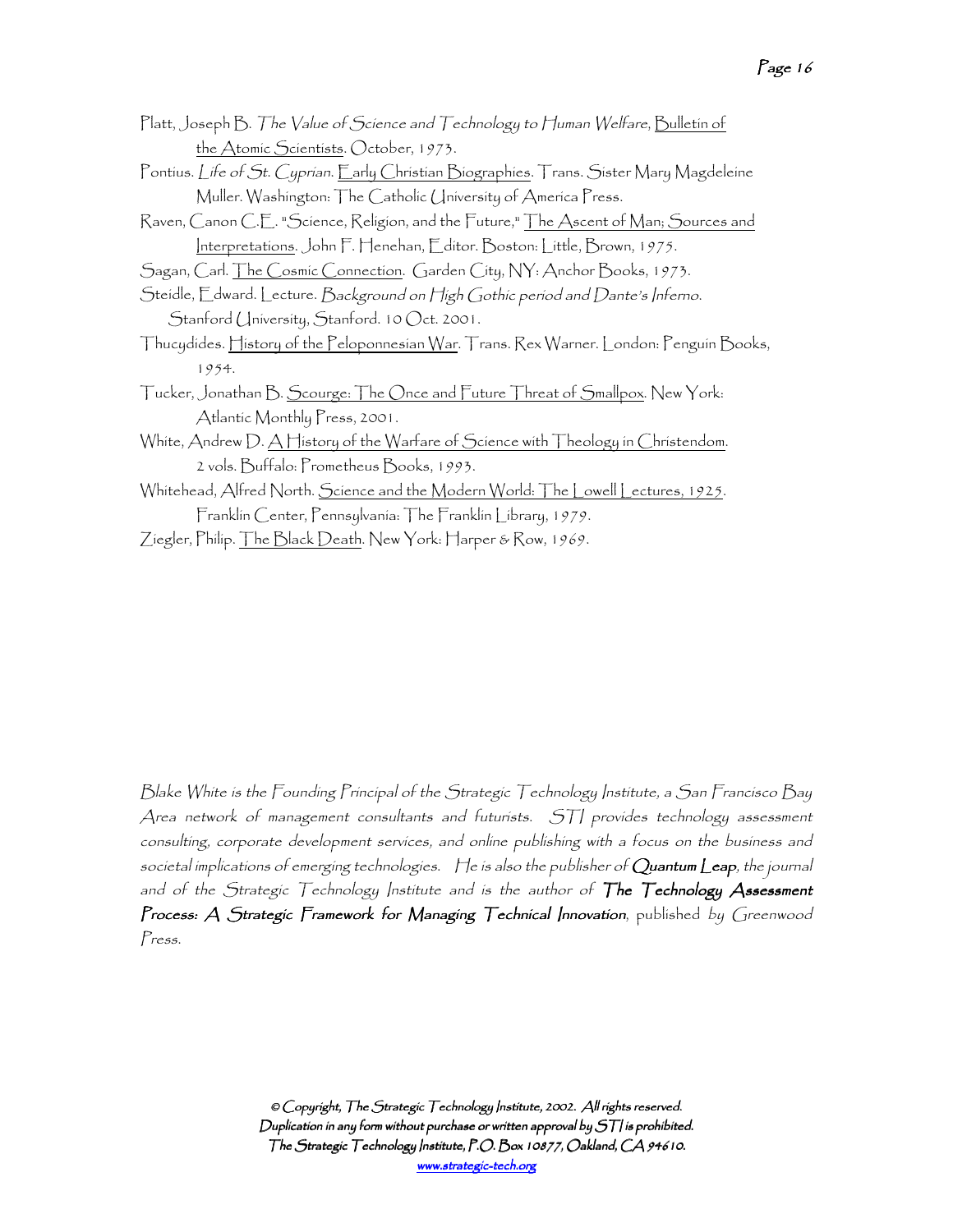Platt, Joseph B. *The Value of Science and Technology to Human Welfare*, Bulletin of the Atomic Scientists. October, 1973.

Pontius. *Life of St. Cyprian*. Early Christian Biographies. Trans. Sister Mary Magdeleine Muller. Washington: The Catholic University of America Press.

Raven, Canon C.E. "Science, Religion, and the Future," The Ascent of Man; Sources and Interpretations. John F. Henehan, Editor. Boston: Little, Brown, 1975.

Sagan, Carl. The Cosmic Connection. Garden City, NY: Anchor Books, 1973.

Steidle, Edward. Lecture. *Background on High Gothic period and Dante's Inferno*. Stanford University, Stanford. 10 Oct. 2001.

Thucydides. History of the Peloponnesian War. Trans. Rex Warner. London: Penguin Books, 1954.

Tucker, Jonathan B. Scourge: The Once and Future Threat of Smallpox. New York: Atlantic Monthly Press, 2001.

White, Andrew D. A History of the Warfare of Science with Theology in Christendom. 2 vols. Buffalo: Prometheus Books, 1993.

Whitehead, Alfred North. Science and the Modern World: The Lowell Lectures, 1925. Franklin Center, Pennsylvania: The Franklin Library, 1979.

Ziegler, Philip. The Black Death. New York: Harper & Row, 1969.

*Blake White is the Founding Principal of the Strategic Technology Institute, a San Francisco Bay Area network of management consultants and futurists. STI provides technology assessment consulting, corporate development services, and online publishing with a focus on the business and societal implications of emerging technologies. He is also the publisher of* ***Quantum Leap****, the journal and of the Strategic Technology Institute and is the author of* ***The Technology Assessment Process: A Strategic Framework for Managing Technical Innovation****, published by Greenwood Press.*

*© Copyright, The Strategic Technology Institute, 2002. All rights reserved.*
*Duplication in any form without purchase or written approval by STI is prohibited.*
*The Strategic Technology Institute, P.O. Box 10877, Oakland, CA 94610.*
www.strategic-tech.org